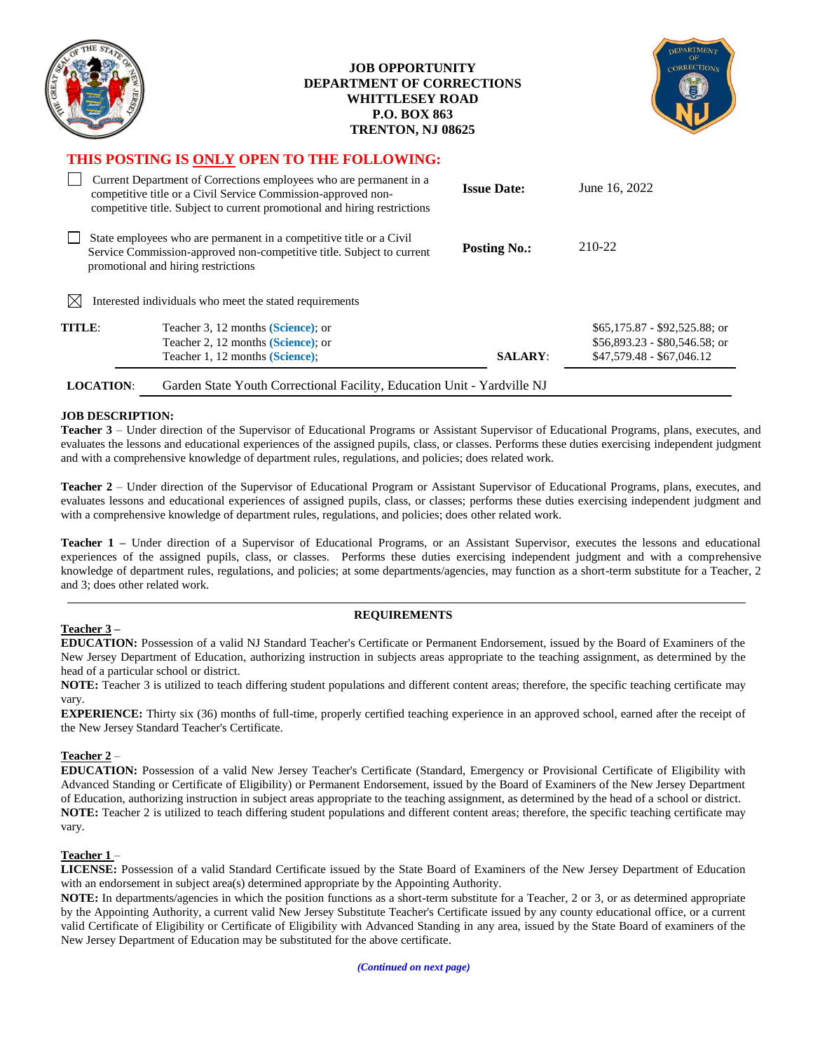**JOB OPPORTUNITY**
**DEPARTMENT OF CORRECTIONS**
**WHITTLESEY ROAD**
**P.O. BOX 863**
**TRENTON, NJ 08625**

**THIS POSTING IS ONLY OPEN TO THE FOLLOWING:**

- ☐ Current Department of Corrections employees who are permanent in a competitive title or a Civil Service Commission-approved non-competitive title. Subject to current promotional and hiring restrictions
- ☐ State employees who are permanent in a competitive title or a Civil Service Commission-approved non-competitive title. Subject to current promotional and hiring restrictions
- ☒ Interested individuals who meet the stated requirements

**Issue Date:** June 16, 2022

**Posting No.:** 210-22

**TITLE:** Teacher 3, 12 months **(Science)**; or
Teacher 2, 12 months **(Science)**; or
Teacher 1, 12 months **(Science)**;

**SALARY:** $65,175.87 - $92,525.88; or
$56,893.23 - $80,546.58; or
$47,579.48 - $67,046.12

**LOCATION:** Garden State Youth Correctional Facility, Education Unit - Yardville NJ

**JOB DESCRIPTION:**

**Teacher 3** – Under direction of the Supervisor of Educational Programs or Assistant Supervisor of Educational Programs, plans, executes, and evaluates the lessons and educational experiences of the assigned pupils, class, or classes. Performs these duties exercising independent judgment and with a comprehensive knowledge of department rules, regulations, and policies; does related work.

**Teacher 2** – Under direction of the Supervisor of Educational Program or Assistant Supervisor of Educational Programs, plans, executes, and evaluates lessons and educational experiences of assigned pupils, class, or classes; performs these duties exercising independent judgment and with a comprehensive knowledge of department rules, regulations, and policies; does other related work.

**Teacher 1 –** Under direction of a Supervisor of Educational Programs, or an Assistant Supervisor, executes the lessons and educational experiences of the assigned pupils, class, or classes. Performs these duties exercising independent judgment and with a comprehensive knowledge of department rules, regulations, and policies; at some departments/agencies, may function as a short-term substitute for a Teacher, 2 and 3; does other related work.

---

**REQUIREMENTS**

**Teacher 3 –**

**EDUCATION:** Possession of a valid NJ Standard Teacher's Certificate or Permanent Endorsement, issued by the Board of Examiners of the New Jersey Department of Education, authorizing instruction in subjects areas appropriate to the teaching assignment, as determined by the head of a particular school or district.

**NOTE:** Teacher 3 is utilized to teach differing student populations and different content areas; therefore, the specific teaching certificate may vary.

**EXPERIENCE:** Thirty six (36) months of full-time, properly certified teaching experience in an approved school, earned after the receipt of the New Jersey Standard Teacher's Certificate.

**Teacher 2** –

**EDUCATION:** Possession of a valid New Jersey Teacher's Certificate (Standard, Emergency or Provisional Certificate of Eligibility with Advanced Standing or Certificate of Eligibility) or Permanent Endorsement, issued by the Board of Examiners of the New Jersey Department of Education, authorizing instruction in subject areas appropriate to the teaching assignment, as determined by the head of a school or district.

**NOTE:** Teacher 2 is utilized to teach differing student populations and different content areas; therefore, the specific teaching certificate may vary.

**Teacher 1** –

**LICENSE:** Possession of a valid Standard Certificate issued by the State Board of Examiners of the New Jersey Department of Education with an endorsement in subject area(s) determined appropriate by the Appointing Authority.

**NOTE:** In departments/agencies in which the position functions as a short-term substitute for a Teacher, 2 or 3, or as determined appropriate by the Appointing Authority, a current valid New Jersey Substitute Teacher's Certificate issued by any county educational office, or a current valid Certificate of Eligibility or Certificate of Eligibility with Advanced Standing in any area, issued by the State Board of examiners of the New Jersey Department of Education may be substituted for the above certificate.

*(Continued on next page)*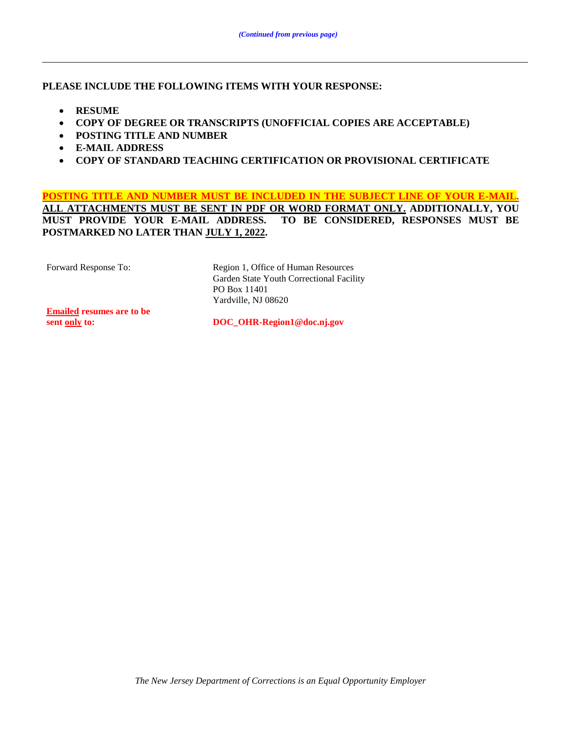*(Continued from previous page)*

---

**PLEASE INCLUDE THE FOLLOWING ITEMS WITH YOUR RESPONSE:**

- **RESUME**
- **COPY OF DEGREE OR TRANSCRIPTS (UNOFFICIAL COPIES ARE ACCEPTABLE)**
- **POSTING TITLE AND NUMBER**
- **E-MAIL ADDRESS**
- **COPY OF STANDARD TEACHING CERTIFICATION OR PROVISIONAL CERTIFICATE**

**POSTING TITLE AND NUMBER MUST BE INCLUDED IN THE SUBJECT LINE OF YOUR E-MAIL. ALL ATTACHMENTS MUST BE SENT IN PDF OR WORD FORMAT ONLY. ADDITIONALLY, YOU MUST PROVIDE YOUR E-MAIL ADDRESS. TO BE CONSIDERED, RESPONSES MUST BE POSTMARKED NO LATER THAN JULY 1, 2022.**

| | |
|---|---|
| Forward Response To: | Region 1, Office of Human Resources<br>Garden State Youth Correctional Facility<br>PO Box 11401<br>Yardville, NJ 08620 |
| **Emailed resumes are to be sent only to:** | **DOC_OHR-Region1@doc.nj.gov** |

*The New Jersey Department of Corrections is an Equal Opportunity Employer*